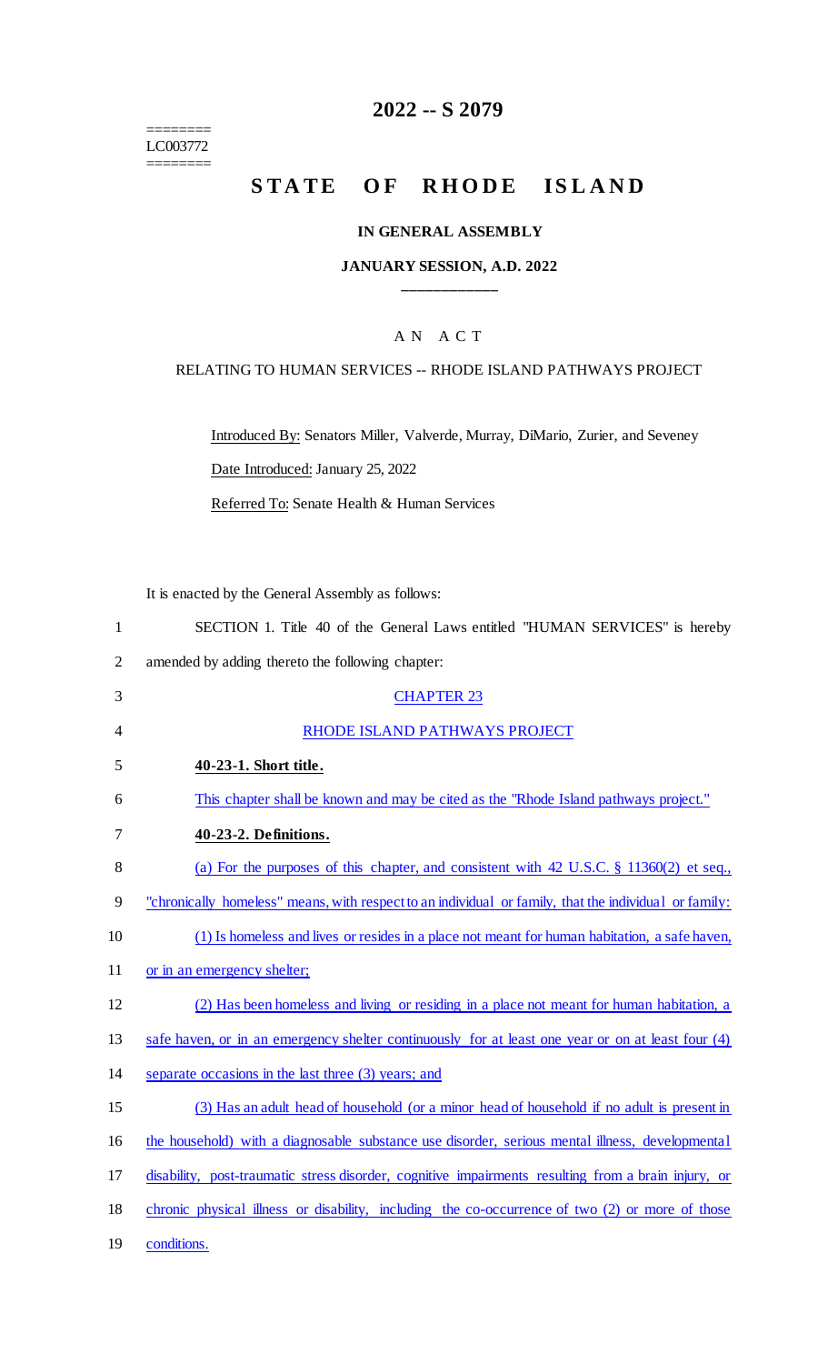========
LC003772
========

# 2022 -- S 2079

# STATE OF RHODE ISLAND

### IN GENERAL ASSEMBLY

### JANUARY SESSION, A.D. 2022

## A N A C T

RELATING TO HUMAN SERVICES -- RHODE ISLAND PATHWAYS PROJECT

Introduced By: Senators Miller, Valverde, Murray, DiMario, Zurier, and Seveney

Date Introduced: January 25, 2022

Referred To: Senate Health & Human Services

It is enacted by the General Assembly as follows:

1 SECTION 1. Title 40 of the General Laws entitled "HUMAN SERVICES" is hereby
2 amended by adding thereto the following chapter:

3 CHAPTER 23

4 RHODE ISLAND PATHWAYS PROJECT

5 **40-23-1. Short title.**

6 This chapter shall be known and may be cited as the "Rhode Island pathways project."

7 **40-23-2. Definitions.**

8 (a) For the purposes of this chapter, and consistent with 42 U.S.C. § 11360(2) et seq.,
9 "chronically homeless" means, with respect to an individual or family, that the individual or family:

10 (1) Is homeless and lives or resides in a place not meant for human habitation, a safe haven,
11 or in an emergency shelter;

12 (2) Has been homeless and living or residing in a place not meant for human habitation, a
13 safe haven, or in an emergency shelter continuously for at least one year or on at least four (4)
14 separate occasions in the last three (3) years; and

15 (3) Has an adult head of household (or a minor head of household if no adult is present in
16 the household) with a diagnosable substance use disorder, serious mental illness, developmental
17 disability, post-traumatic stress disorder, cognitive impairments resulting from a brain injury, or
18 chronic physical illness or disability, including the co-occurrence of two (2) or more of those
19 conditions.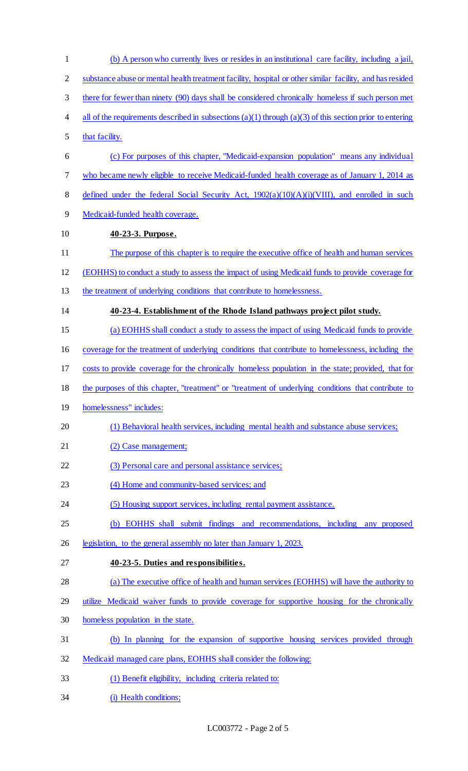(b) A person who currently lives or resides in an institutional care facility, including a jail, substance abuse or mental health treatment facility, hospital or other similar facility, and has resided there for fewer than ninety (90) days shall be considered chronically homeless if such person met all of the requirements described in subsections (a)(1) through (a)(3) of this section prior to entering that facility.

(c) For purposes of this chapter, "Medicaid-expansion population" means any individual who became newly eligible to receive Medicaid-funded health coverage as of January 1, 2014 as defined under the federal Social Security Act, 1902(a)(10)(A)(i)(VIII), and enrolled in such Medicaid-funded health coverage.

**40-23-3. Purpose.**

The purpose of this chapter is to require the executive office of health and human services (EOHHS) to conduct a study to assess the impact of using Medicaid funds to provide coverage for the treatment of underlying conditions that contribute to homelessness.

**40-23-4. Establishment of the Rhode Island pathways project pilot study.**

(a) EOHHS shall conduct a study to assess the impact of using Medicaid funds to provide coverage for the treatment of underlying conditions that contribute to homelessness, including the costs to provide coverage for the chronically homeless population in the state; provided, that for the purposes of this chapter, "treatment" or "treatment of underlying conditions that contribute to homelessness" includes:

(1) Behavioral health services, including mental health and substance abuse services;

(2) Case management;

(3) Personal care and personal assistance services;

(4) Home and community-based services; and

(5) Housing support services, including rental payment assistance.

(b) EOHHS shall submit findings and recommendations, including any proposed legislation, to the general assembly no later than January 1, 2023.

**40-23-5. Duties and responsibilities.**

(a) The executive office of health and human services (EOHHS) will have the authority to utilize Medicaid waiver funds to provide coverage for supportive housing for the chronically homeless population in the state.

(b) In planning for the expansion of supportive housing services provided through Medicaid managed care plans, EOHHS shall consider the following:

(1) Benefit eligibility, including criteria related to:

(i) Health conditions;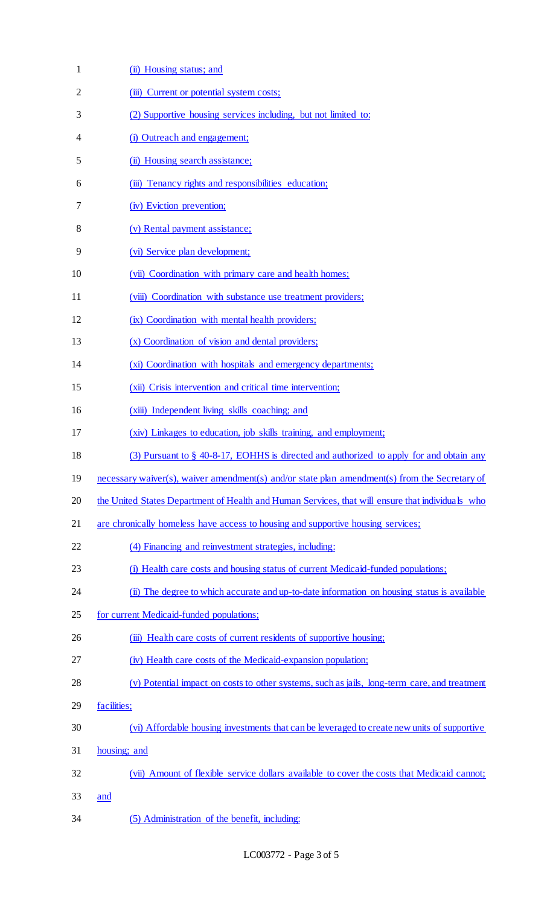(ii) Housing status; and

(iii) Current or potential system costs;

(2) Supportive housing services including, but not limited to:

(i) Outreach and engagement;

(ii) Housing search assistance;

(iii) Tenancy rights and responsibilities education;

(iv) Eviction prevention;

(v) Rental payment assistance;

(vi) Service plan development;

(vii) Coordination with primary care and health homes;

(viii) Coordination with substance use treatment providers;

(ix) Coordination with mental health providers;

(x) Coordination of vision and dental providers;

(xi) Coordination with hospitals and emergency departments;

(xii) Crisis intervention and critical time intervention;

(xiii) Independent living skills coaching; and

(xiv) Linkages to education, job skills training, and employment;

(3) Pursuant to § 40-8-17, EOHHS is directed and authorized to apply for and obtain any necessary waiver(s), waiver amendment(s) and/or state plan amendment(s) from the Secretary of the United States Department of Health and Human Services, that will ensure that individuals who are chronically homeless have access to housing and supportive housing services;

(4) Financing and reinvestment strategies, including:

(i) Health care costs and housing status of current Medicaid-funded populations;

(ii) The degree to which accurate and up-to-date information on housing status is available for current Medicaid-funded populations;

(iii) Health care costs of current residents of supportive housing;

(iv) Health care costs of the Medicaid-expansion population;

(v) Potential impact on costs to other systems, such as jails, long-term care, and treatment facilities;

(vi) Affordable housing investments that can be leveraged to create new units of supportive housing; and

(vii) Amount of flexible service dollars available to cover the costs that Medicaid cannot; and

(5) Administration of the benefit, including: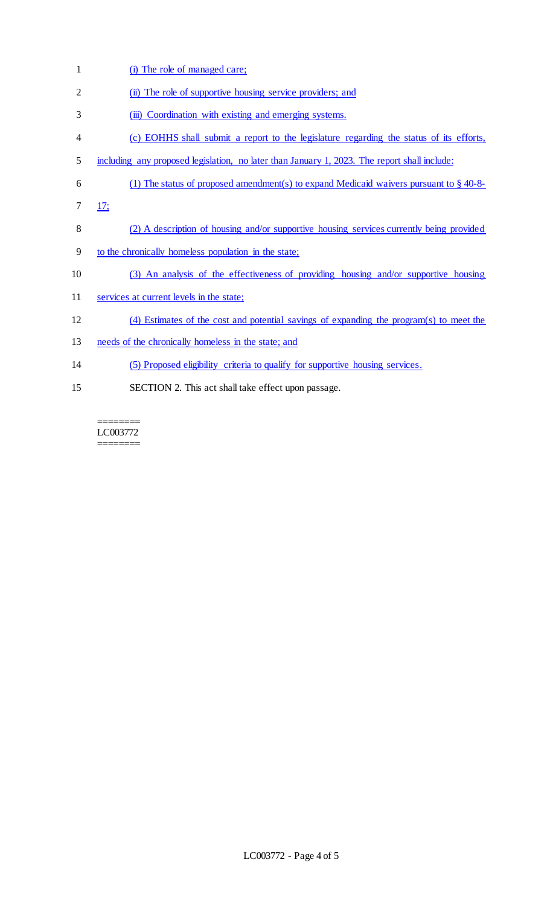(i) The role of managed care;

(ii) The role of supportive housing service providers; and

(iii) Coordination with existing and emerging systems.

(c) EOHHS shall submit a report to the legislature regarding the status of its efforts, including any proposed legislation, no later than January 1, 2023. The report shall include:

(1) The status of proposed amendment(s) to expand Medicaid waivers pursuant to § 40-8-17;

(2) A description of housing and/or supportive housing services currently being provided to the chronically homeless population in the state;

(3) An analysis of the effectiveness of providing housing and/or supportive housing services at current levels in the state;

(4) Estimates of the cost and potential savings of expanding the program(s) to meet the needs of the chronically homeless in the state; and

(5) Proposed eligibility criteria to qualify for supportive housing services.

SECTION 2. This act shall take effect upon passage.

========
LC003772
========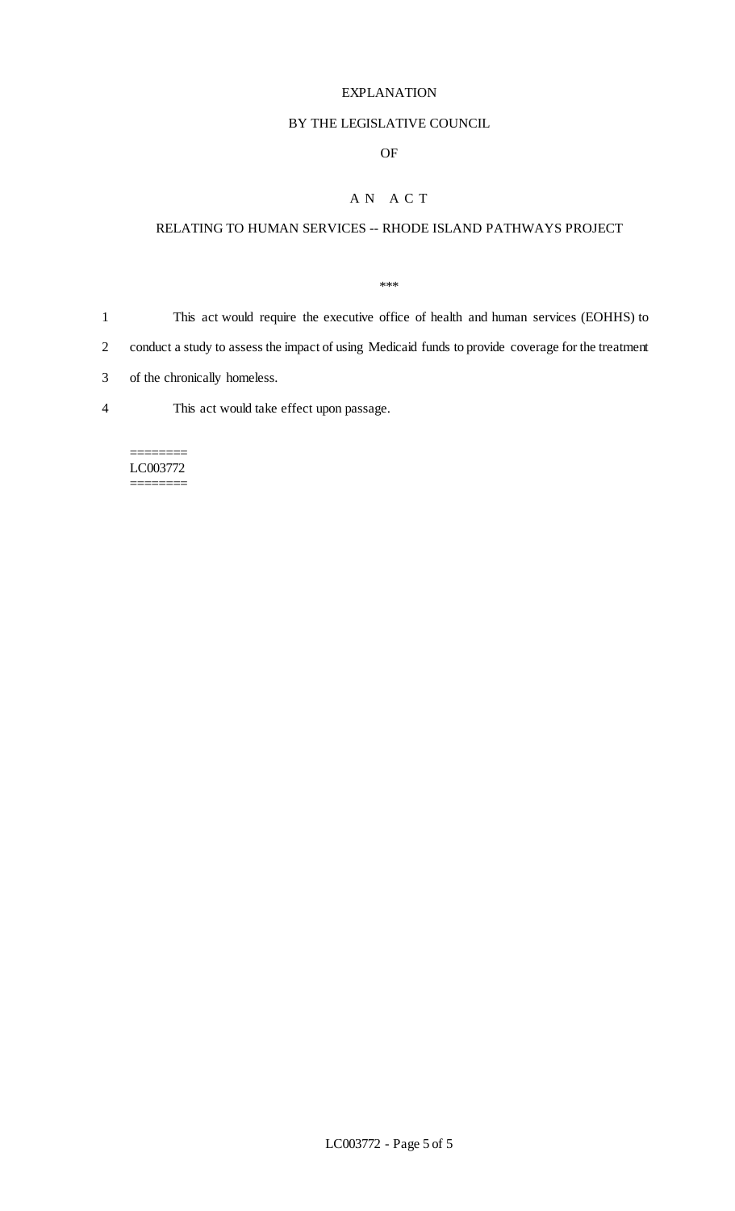EXPLANATION

BY THE LEGISLATIVE COUNCIL

OF

A N   A C T

RELATING TO HUMAN SERVICES -- RHODE ISLAND PATHWAYS PROJECT

\*\*\*

This act would require the executive office of health and human services (EOHHS) to conduct a study to assess the impact of using Medicaid funds to provide coverage for the treatment of the chronically homeless.

This act would take effect upon passage.

========
LC003772
========